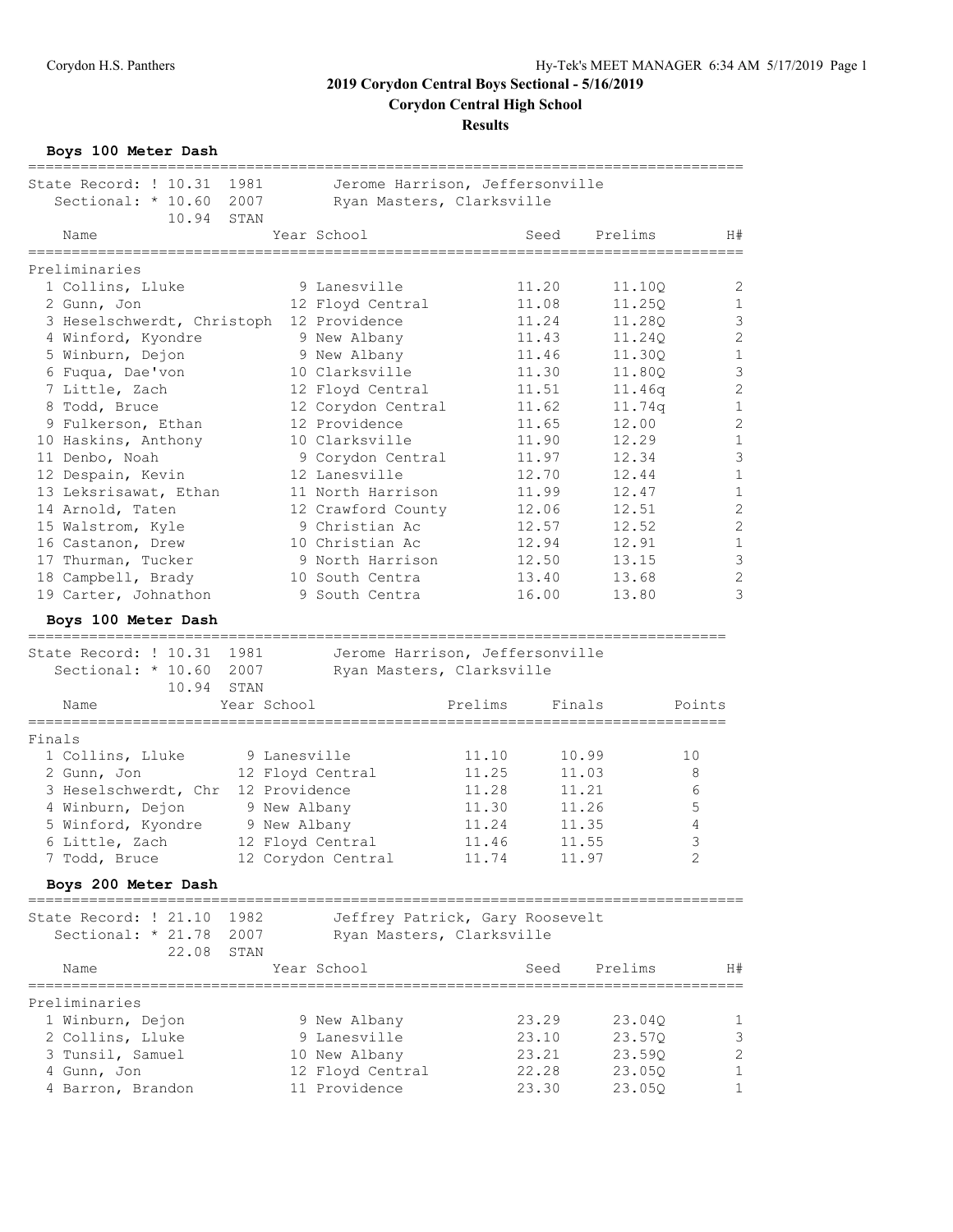# 2019 Corydon Central Boys Sectional - 5/16/2019

**Corydon Central High School**

**Results**

### Boys 100 Meter Dash

State Record: ! 10.31 1981 Jerome Harrison, Jeffersonville
Sectional: * 10.60 2007 Ryan Masters, Clarksville
10.94 STAN

**Preliminaries**

| | Name | Year | School | Seed | Prelims | H# |
|---|---|---|---|---|---|---|
| 1 | Collins, Lluke | 9 | Lanesville | 11.20 | 11.10Q | 2 |
| 2 | Gunn, Jon | 12 | Floyd Central | 11.08 | 11.25Q | 1 |
| 3 | Heselschwerdt, Christoph | 12 | Providence | 11.24 | 11.28Q | 3 |
| 4 | Winford, Kyondre | 9 | New Albany | 11.43 | 11.24Q | 2 |
| 5 | Winburn, Dejon | 9 | New Albany | 11.46 | 11.30Q | 1 |
| 6 | Fuqua, Dae'von | 10 | Clarksville | 11.30 | 11.80Q | 3 |
| 7 | Little, Zach | 12 | Floyd Central | 11.51 | 11.46q | 2 |
| 8 | Todd, Bruce | 12 | Corydon Central | 11.62 | 11.74q | 1 |
| 9 | Fulkerson, Ethan | 12 | Providence | 11.65 | 12.00 | 2 |
| 10 | Haskins, Anthony | 10 | Clarksville | 11.90 | 12.29 | 1 |
| 11 | Denbo, Noah | 9 | Corydon Central | 11.97 | 12.34 | 3 |
| 12 | Despain, Kevin | 12 | Lanesville | 12.70 | 12.44 | 1 |
| 13 | Leksrisawat, Ethan | 11 | North Harrison | 11.99 | 12.47 | 1 |
| 14 | Arnold, Taten | 12 | Crawford County | 12.06 | 12.51 | 2 |
| 15 | Walstrom, Kyle | 9 | Christian Ac | 12.57 | 12.52 | 2 |
| 16 | Castanon, Drew | 10 | Christian Ac | 12.94 | 12.91 | 1 |
| 17 | Thurman, Tucker | 9 | North Harrison | 12.50 | 13.15 | 3 |
| 18 | Campbell, Brady | 10 | South Centra | 13.40 | 13.68 | 2 |
| 19 | Carter, Johnathon | 9 | South Centra | 16.00 | 13.80 | 3 |

### Boys 100 Meter Dash

State Record: ! 10.31 1981 Jerome Harrison, Jeffersonville
Sectional: * 10.60 2007 Ryan Masters, Clarksville
10.94 STAN

**Finals**

| | Name | Year | School | Prelims | Finals | Points |
|---|---|---|---|---|---|---|
| 1 | Collins, Lluke | 9 | Lanesville | 11.10 | 10.99 | 10 |
| 2 | Gunn, Jon | 12 | Floyd Central | 11.25 | 11.03 | 8 |
| 3 | Heselschwerdt, Chr | 12 | Providence | 11.28 | 11.21 | 6 |
| 4 | Winburn, Dejon | 9 | New Albany | 11.30 | 11.26 | 5 |
| 5 | Winford, Kyondre | 9 | New Albany | 11.24 | 11.35 | 4 |
| 6 | Little, Zach | 12 | Floyd Central | 11.46 | 11.55 | 3 |
| 7 | Todd, Bruce | 12 | Corydon Central | 11.74 | 11.97 | 2 |

### Boys 200 Meter Dash

State Record: ! 21.10 1982 Jeffrey Patrick, Gary Roosevelt
Sectional: * 21.78 2007 Ryan Masters, Clarksville
22.08 STAN

**Preliminaries**

| | Name | Year | School | Seed | Prelims | H# |
|---|---|---|---|---|---|---|
| 1 | Winburn, Dejon | 9 | New Albany | 23.29 | 23.04Q | 1 |
| 2 | Collins, Lluke | 9 | Lanesville | 23.10 | 23.57Q | 3 |
| 3 | Tunsil, Samuel | 10 | New Albany | 23.21 | 23.59Q | 2 |
| 4 | Gunn, Jon | 12 | Floyd Central | 22.28 | 23.05Q | 1 |
| 4 | Barron, Brandon | 11 | Providence | 23.30 | 23.05Q | 1 |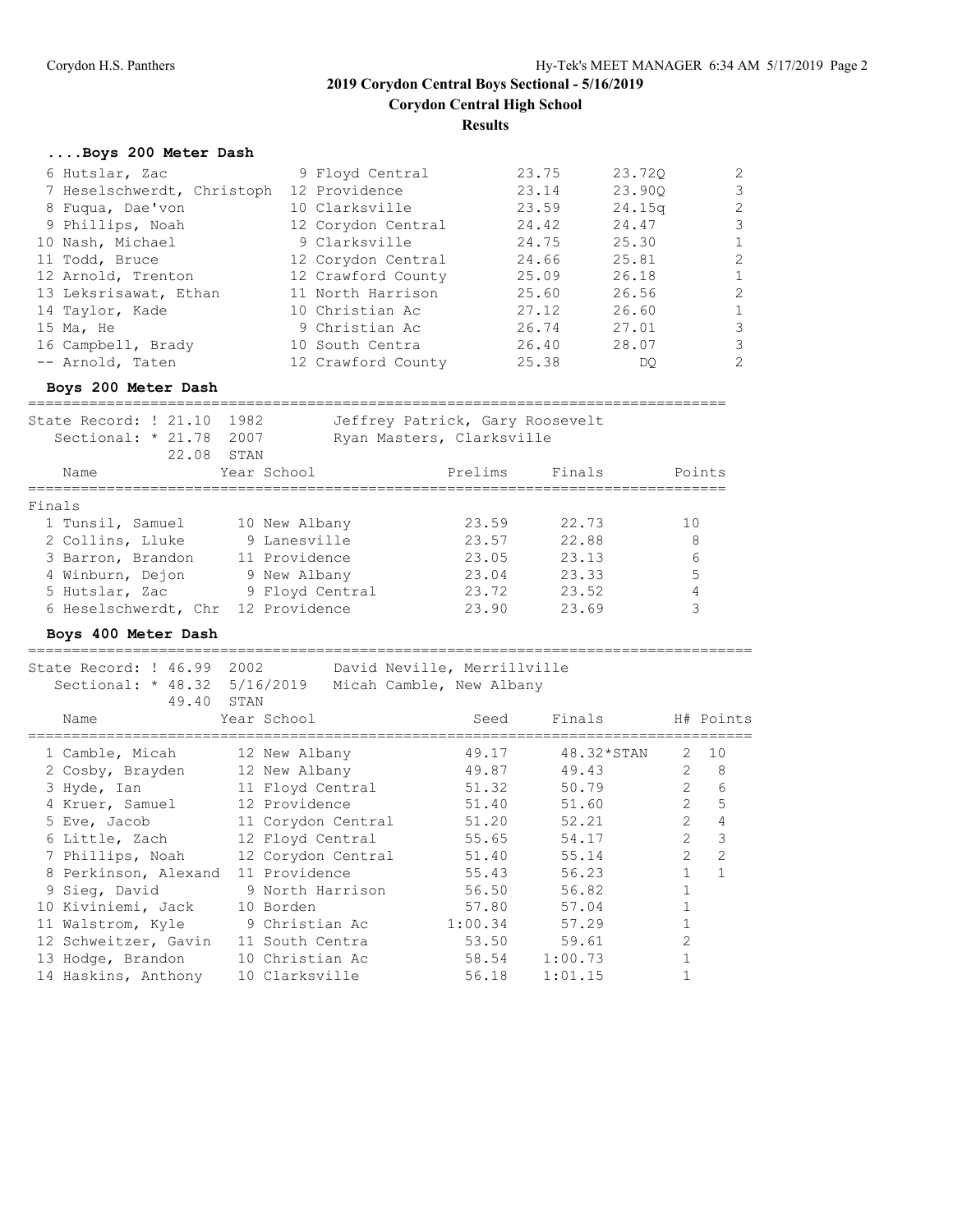# 2019 Corydon Central Boys Sectional - 5/16/2019

## Corydon Central High School

## Results

### ....Boys 200 Meter Dash

| Place | Name | Year | School | Seed | Prelims | H# |
|---|---|---|---|---|---|---|
| 6 | Hutslar, Zac | 9 | Floyd Central | 23.75 | 23.72Q | 2 |
| 7 | Heselschwerdt, Christoph | 12 | Providence | 23.14 | 23.90Q | 3 |
| 8 | Fuqua, Dae'von | 10 | Clarksville | 23.59 | 24.15q | 2 |
| 9 | Phillips, Noah | 12 | Corydon Central | 24.42 | 24.47 | 3 |
| 10 | Nash, Michael | 9 | Clarksville | 24.75 | 25.30 | 1 |
| 11 | Todd, Bruce | 12 | Corydon Central | 24.66 | 25.81 | 2 |
| 12 | Arnold, Trenton | 12 | Crawford County | 25.09 | 26.18 | 1 |
| 13 | Leksrisawat, Ethan | 11 | North Harrison | 25.60 | 26.56 | 2 |
| 14 | Taylor, Kade | 10 | Christian Ac | 27.12 | 26.60 | 1 |
| 15 | Ma, He | 9 | Christian Ac | 26.74 | 27.01 | 3 |
| 16 | Campbell, Brady | 10 | South Centra | 26.40 | 28.07 | 3 |
| -- | Arnold, Taten | 12 | Crawford County | 25.38 | DQ | 2 |

### Boys 200 Meter Dash

State Record: ! 21.10 1982 Jeffrey Patrick, Gary Roosevelt
Sectional: * 21.78 2007 Ryan Masters, Clarksville
22.08 STAN

**Finals**

| Place | Name | Year | School | Prelims | Finals | Points |
|---|---|---|---|---|---|---|
| 1 | Tunsil, Samuel | 10 | New Albany | 23.59 | 22.73 | 10 |
| 2 | Collins, Lluke | 9 | Lanesville | 23.57 | 22.88 | 8 |
| 3 | Barron, Brandon | 11 | Providence | 23.05 | 23.13 | 6 |
| 4 | Winburn, Dejon | 9 | New Albany | 23.04 | 23.33 | 5 |
| 5 | Hutslar, Zac | 9 | Floyd Central | 23.72 | 23.52 | 4 |
| 6 | Heselschwerdt, Chr | 12 | Providence | 23.90 | 23.69 | 3 |

### Boys 400 Meter Dash

State Record: ! 46.99 2002 David Neville, Merrillville
Sectional: * 48.32 5/16/2019 Micah Camble, New Albany
49.40 STAN

| Place | Name | Year | School | Seed | Finals | H# | Points |
|---|---|---|---|---|---|---|---|
| 1 | Camble, Micah | 12 | New Albany | 49.17 | 48.32*STAN | 2 | 10 |
| 2 | Cosby, Brayden | 12 | New Albany | 49.87 | 49.43 | 2 | 8 |
| 3 | Hyde, Ian | 11 | Floyd Central | 51.32 | 50.79 | 2 | 6 |
| 4 | Kruer, Samuel | 12 | Providence | 51.40 | 51.60 | 2 | 5 |
| 5 | Eve, Jacob | 11 | Corydon Central | 51.20 | 52.21 | 2 | 4 |
| 6 | Little, Zach | 12 | Floyd Central | 55.65 | 54.17 | 2 | 3 |
| 7 | Phillips, Noah | 12 | Corydon Central | 51.40 | 55.14 | 2 | 2 |
| 8 | Perkinson, Alexand | 11 | Providence | 55.43 | 56.23 | 1 | 1 |
| 9 | Sieg, David | 9 | North Harrison | 56.50 | 56.82 | 1 | |
| 10 | Kiviniemi, Jack | 10 | Borden | 57.80 | 57.04 | 1 | |
| 11 | Walstrom, Kyle | 9 | Christian Ac | 1:00.34 | 57.29 | 1 | |
| 12 | Schweitzer, Gavin | 11 | South Centra | 53.50 | 59.61 | 2 | |
| 13 | Hodge, Brandon | 10 | Christian Ac | 58.54 | 1:00.73 | 1 | |
| 14 | Haskins, Anthony | 10 | Clarksville | 56.18 | 1:01.15 | 1 | |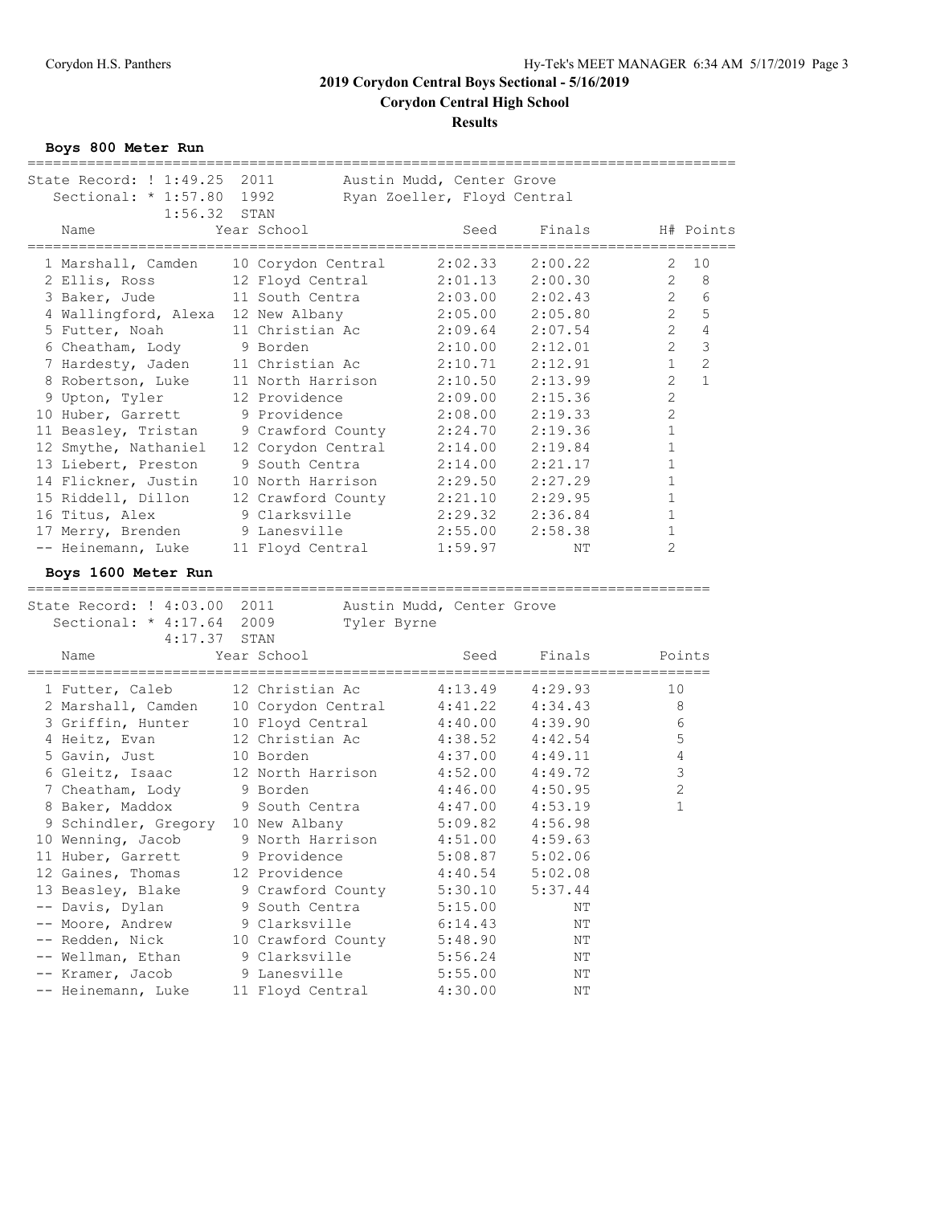## 2019 Corydon Central Boys Sectional - 5/16/2019

### Corydon Central High School

### Results

**Boys 800 Meter Run**

State Record: ! 1:49.25 2011 Austin Mudd, Center Grove
Sectional: * 1:57.80 1992 Ryan Zoeller, Floyd Central
1:56.32 STAN

| Place | Name | Year | School | Seed | Finals | H# | Points |
|---|---|---|---|---|---|---|---|
| 1 | Marshall, Camden | 10 | Corydon Central | 2:02.33 | 2:00.22 | 2 | 10 |
| 2 | Ellis, Ross | 12 | Floyd Central | 2:01.13 | 2:00.30 | 2 | 8 |
| 3 | Baker, Jude | 11 | South Centra | 2:03.00 | 2:02.43 | 2 | 6 |
| 4 | Wallingford, Alexa | 12 | New Albany | 2:05.00 | 2:05.80 | 2 | 5 |
| 5 | Futter, Noah | 11 | Christian Ac | 2:09.64 | 2:07.54 | 2 | 4 |
| 6 | Cheatham, Lody | 9 | Borden | 2:10.00 | 2:12.01 | 2 | 3 |
| 7 | Hardesty, Jaden | 11 | Christian Ac | 2:10.71 | 2:12.91 | 1 | 2 |
| 8 | Robertson, Luke | 11 | North Harrison | 2:10.50 | 2:13.99 | 2 | 1 |
| 9 | Upton, Tyler | 12 | Providence | 2:09.00 | 2:15.36 | 2 | |
| 10 | Huber, Garrett | 9 | Providence | 2:08.00 | 2:19.33 | 2 | |
| 11 | Beasley, Tristan | 9 | Crawford County | 2:24.70 | 2:19.36 | 1 | |
| 12 | Smythe, Nathaniel | 12 | Corydon Central | 2:14.00 | 2:19.84 | 1 | |
| 13 | Liebert, Preston | 9 | South Centra | 2:14.00 | 2:21.17 | 1 | |
| 14 | Flickner, Justin | 10 | North Harrison | 2:29.50 | 2:27.29 | 1 | |
| 15 | Riddell, Dillon | 12 | Crawford County | 2:21.10 | 2:29.95 | 1 | |
| 16 | Titus, Alex | 9 | Clarksville | 2:29.32 | 2:36.84 | 1 | |
| 17 | Merry, Brenden | 9 | Lanesville | 2:55.00 | 2:58.38 | 1 | |
| -- | Heinemann, Luke | 11 | Floyd Central | 1:59.97 | NT | 2 | |

**Boys 1600 Meter Run**

State Record: ! 4:03.00 2011 Austin Mudd, Center Grove
Sectional: * 4:17.64 2009 Tyler Byrne
4:17.37 STAN

| Place | Name | Year | School | Seed | Finals | Points |
|---|---|---|---|---|---|---|
| 1 | Futter, Caleb | 12 | Christian Ac | 4:13.49 | 4:29.93 | 10 |
| 2 | Marshall, Camden | 10 | Corydon Central | 4:41.22 | 4:34.43 | 8 |
| 3 | Griffin, Hunter | 10 | Floyd Central | 4:40.00 | 4:39.90 | 6 |
| 4 | Heitz, Evan | 12 | Christian Ac | 4:38.52 | 4:42.54 | 5 |
| 5 | Gavin, Just | 10 | Borden | 4:37.00 | 4:49.11 | 4 |
| 6 | Gleitz, Isaac | 12 | North Harrison | 4:52.00 | 4:49.72 | 3 |
| 7 | Cheatham, Lody | 9 | Borden | 4:46.00 | 4:50.95 | 2 |
| 8 | Baker, Maddox | 9 | South Centra | 4:47.00 | 4:53.19 | 1 |
| 9 | Schindler, Gregory | 10 | New Albany | 5:09.82 | 4:56.98 | |
| 10 | Wenning, Jacob | 9 | North Harrison | 4:51.00 | 4:59.63 | |
| 11 | Huber, Garrett | 9 | Providence | 5:08.87 | 5:02.06 | |
| 12 | Gaines, Thomas | 12 | Providence | 4:40.54 | 5:02.08 | |
| 13 | Beasley, Blake | 9 | Crawford County | 5:30.10 | 5:37.44 | |
| -- | Davis, Dylan | 9 | South Centra | 5:15.00 | NT | |
| -- | Moore, Andrew | 9 | Clarksville | 6:14.43 | NT | |
| -- | Redden, Nick | 10 | Crawford County | 5:48.90 | NT | |
| -- | Wellman, Ethan | 9 | Clarksville | 5:56.24 | NT | |
| -- | Kramer, Jacob | 9 | Lanesville | 5:55.00 | NT | |
| -- | Heinemann, Luke | 11 | Floyd Central | 4:30.00 | NT | |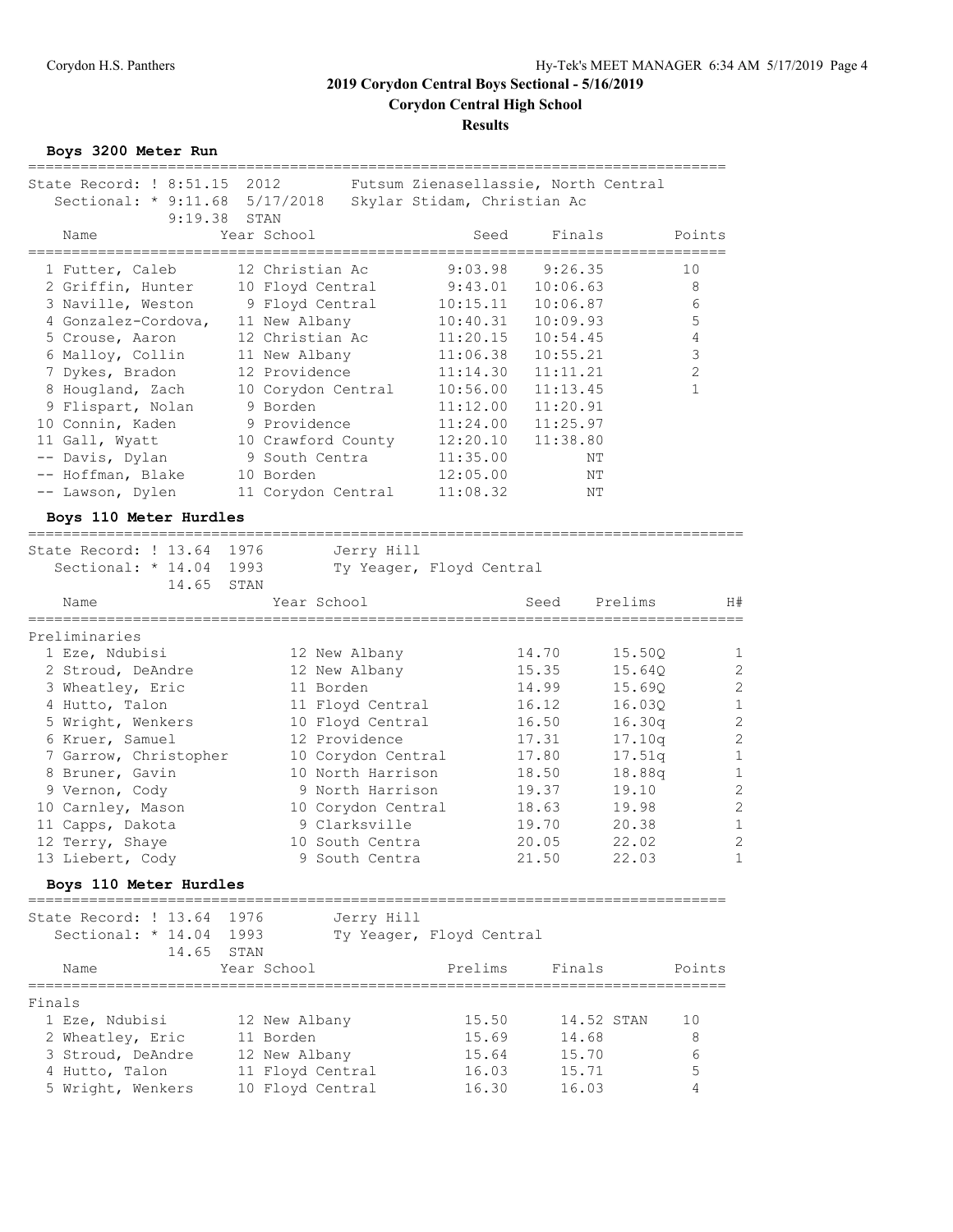# 2019 Corydon Central Boys Sectional - 5/16/2019

**Corydon Central High School**

**Results**

### Boys 3200 Meter Run

State Record: ! 8:51.15 2012 Futsum Zienasellassie, North Central
Sectional: * 9:11.68 5/17/2018 Skylar Stidam, Christian Ac
9:19.38 STAN

| | Name | Year | School | Seed | Finals | Points |
|---|---|---|---|---|---|---|
| 1 | Futter, Caleb | 12 | Christian Ac | 9:03.98 | 9:26.35 | 10 |
| 2 | Griffin, Hunter | 10 | Floyd Central | 9:43.01 | 10:06.63 | 8 |
| 3 | Naville, Weston | 9 | Floyd Central | 10:15.11 | 10:06.87 | 6 |
| 4 | Gonzalez-Cordova, | 11 | New Albany | 10:40.31 | 10:09.93 | 5 |
| 5 | Crouse, Aaron | 12 | Christian Ac | 11:20.15 | 10:54.45 | 4 |
| 6 | Malloy, Collin | 11 | New Albany | 11:06.38 | 10:55.21 | 3 |
| 7 | Dykes, Bradon | 12 | Providence | 11:14.30 | 11:11.21 | 2 |
| 8 | Hougland, Zach | 10 | Corydon Central | 10:56.00 | 11:13.45 | 1 |
| 9 | Flispart, Nolan | 9 | Borden | 11:12.00 | 11:20.91 | |
| 10 | Connin, Kaden | 9 | Providence | 11:24.00 | 11:25.97 | |
| 11 | Gall, Wyatt | 10 | Crawford County | 12:20.10 | 11:38.80 | |
| -- | Davis, Dylan | 9 | South Centra | 11:35.00 | NT | |
| -- | Hoffman, Blake | 10 | Borden | 12:05.00 | NT | |
| -- | Lawson, Dylen | 11 | Corydon Central | 11:08.32 | NT | |

### Boys 110 Meter Hurdles

State Record: ! 13.64 1976 Jerry Hill
Sectional: * 14.04 1993 Ty Yeager, Floyd Central
14.65 STAN

**Preliminaries**

| | Name | Year | School | Seed | Prelims | H# |
|---|---|---|---|---|---|---|
| 1 | Eze, Ndubisi | 12 | New Albany | 14.70 | 15.50Q | 1 |
| 2 | Stroud, DeAndre | 12 | New Albany | 15.35 | 15.64Q | 2 |
| 3 | Wheatley, Eric | 11 | Borden | 14.99 | 15.69Q | 2 |
| 4 | Hutto, Talon | 11 | Floyd Central | 16.12 | 16.03Q | 1 |
| 5 | Wright, Wenkers | 10 | Floyd Central | 16.50 | 16.30q | 2 |
| 6 | Kruer, Samuel | 12 | Providence | 17.31 | 17.10q | 2 |
| 7 | Garrow, Christopher | 10 | Corydon Central | 17.80 | 17.51q | 1 |
| 8 | Bruner, Gavin | 10 | North Harrison | 18.50 | 18.88q | 1 |
| 9 | Vernon, Cody | 9 | North Harrison | 19.37 | 19.10 | 2 |
| 10 | Carnley, Mason | 10 | Corydon Central | 18.63 | 19.98 | 2 |
| 11 | Capps, Dakota | 9 | Clarksville | 19.70 | 20.38 | 1 |
| 12 | Terry, Shaye | 10 | South Centra | 20.05 | 22.02 | 2 |
| 13 | Liebert, Cody | 9 | South Centra | 21.50 | 22.03 | 1 |

### Boys 110 Meter Hurdles

State Record: ! 13.64 1976 Jerry Hill
Sectional: * 14.04 1993 Ty Yeager, Floyd Central
14.65 STAN

**Finals**

| | Name | Year | School | Prelims | Finals | Points |
|---|---|---|---|---|---|---|
| 1 | Eze, Ndubisi | 12 | New Albany | 15.50 | 14.52 STAN | 10 |
| 2 | Wheatley, Eric | 11 | Borden | 15.69 | 14.68 | 8 |
| 3 | Stroud, DeAndre | 12 | New Albany | 15.64 | 15.70 | 6 |
| 4 | Hutto, Talon | 11 | Floyd Central | 16.03 | 15.71 | 5 |
| 5 | Wright, Wenkers | 10 | Floyd Central | 16.30 | 16.03 | 4 |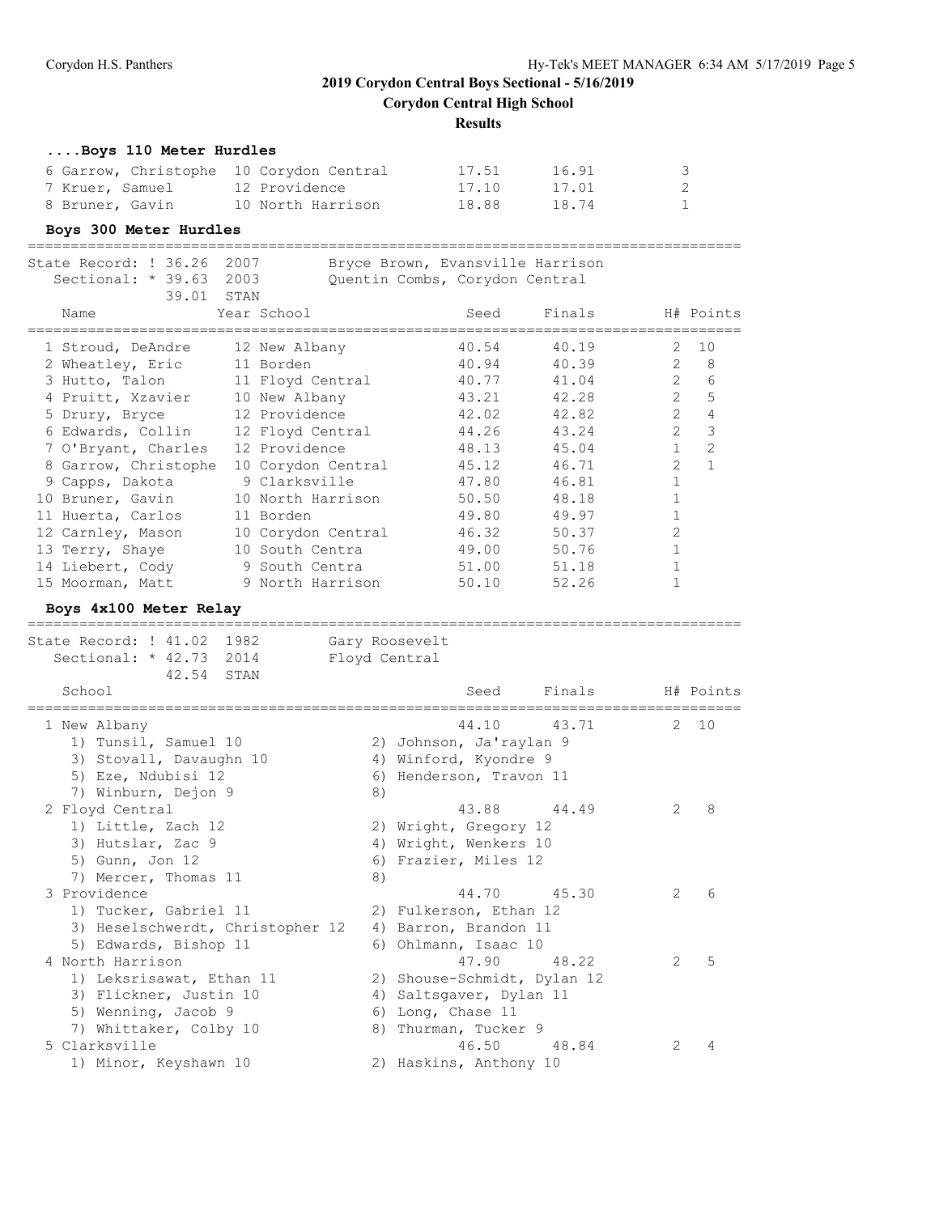## 2019 Corydon Central Boys Sectional - 5/16/2019

**Corydon Central High School**

**Results**

### ....Boys 110 Meter Hurdles

| Name | Year School | Seed | Finals | H# Points |
|---|---|---|---|---|
| 6 Garrow, Christophe | 10 Corydon Central | 17.51 | 16.91 | 3 |
| 7 Kruer, Samuel | 12 Providence | 17.10 | 17.01 | 2 |
| 8 Bruner, Gavin | 10 North Harrison | 18.88 | 18.74 | 1 |

### Boys 300 Meter Hurdles

State Record: ! 36.26 2007 Bryce Brown, Evansville Harrison
Sectional: * 39.63 2003 Quentin Combs, Corydon Central
39.01 STAN

| Name | Year School | Seed | Finals | H# | Points |
|---|---|---|---|---|---|
| 1 Stroud, DeAndre | 12 New Albany | 40.54 | 40.19 | 2 | 10 |
| 2 Wheatley, Eric | 11 Borden | 40.94 | 40.39 | 2 | 8 |
| 3 Hutto, Talon | 11 Floyd Central | 40.77 | 41.04 | 2 | 6 |
| 4 Pruitt, Xzavier | 10 New Albany | 43.21 | 42.28 | 2 | 5 |
| 5 Drury, Bryce | 12 Providence | 42.02 | 42.82 | 2 | 4 |
| 6 Edwards, Collin | 12 Floyd Central | 44.26 | 43.24 | 2 | 3 |
| 7 O'Bryant, Charles | 12 Providence | 48.13 | 45.04 | 1 | 2 |
| 8 Garrow, Christophe | 10 Corydon Central | 45.12 | 46.71 | 2 | 1 |
| 9 Capps, Dakota | 9 Clarksville | 47.80 | 46.81 | 1 | |
| 10 Bruner, Gavin | 10 North Harrison | 50.50 | 48.18 | 1 | |
| 11 Huerta, Carlos | 11 Borden | 49.80 | 49.97 | 1 | |
| 12 Carnley, Mason | 10 Corydon Central | 46.32 | 50.37 | 2 | |
| 13 Terry, Shaye | 10 South Centra | 49.00 | 50.76 | 1 | |
| 14 Liebert, Cody | 9 South Centra | 51.00 | 51.18 | 1 | |
| 15 Moorman, Matt | 9 North Harrison | 50.10 | 52.26 | 1 | |

### Boys 4x100 Meter Relay

State Record: ! 41.02 1982 Gary Roosevelt
Sectional: * 42.73 2014 Floyd Central
42.54 STAN

| School | Seed | Finals | H# | Points |
|---|---|---|---|---|
| 1 New Albany | 44.10 | 43.71 | 2 | 10 |
| 2 Floyd Central | 43.88 | 44.49 | 2 | 8 |
| 3 Providence | 44.70 | 45.30 | 2 | 6 |
| 4 North Harrison | 47.90 | 48.22 | 2 | 5 |
| 5 Clarksville | 46.50 | 48.84 | 2 | 4 |

1 New Albany:
1) Tunsil, Samuel 10 2) Johnson, Ja'raylan 9
3) Stovall, Davaughn 10 4) Winford, Kyondre 9
5) Eze, Ndubisi 12 6) Henderson, Travon 11
7) Winburn, Dejon 9 8)

2 Floyd Central:
1) Little, Zach 12 2) Wright, Gregory 12
3) Hutslar, Zac 9 4) Wright, Wenkers 10
5) Gunn, Jon 12 6) Frazier, Miles 12
7) Mercer, Thomas 11 8)

3 Providence:
1) Tucker, Gabriel 11 2) Fulkerson, Ethan 12
3) Heselschwerdt, Christopher 12 4) Barron, Brandon 11
5) Edwards, Bishop 11 6) Ohlmann, Isaac 10

4 North Harrison:
1) Leksrisawat, Ethan 11 2) Shouse-Schmidt, Dylan 12
3) Flickner, Justin 10 4) Saltsgaver, Dylan 11
5) Wenning, Jacob 9 6) Long, Chase 11
7) Whittaker, Colby 10 8) Thurman, Tucker 9

5 Clarksville:
1) Minor, Keyshawn 10 2) Haskins, Anthony 10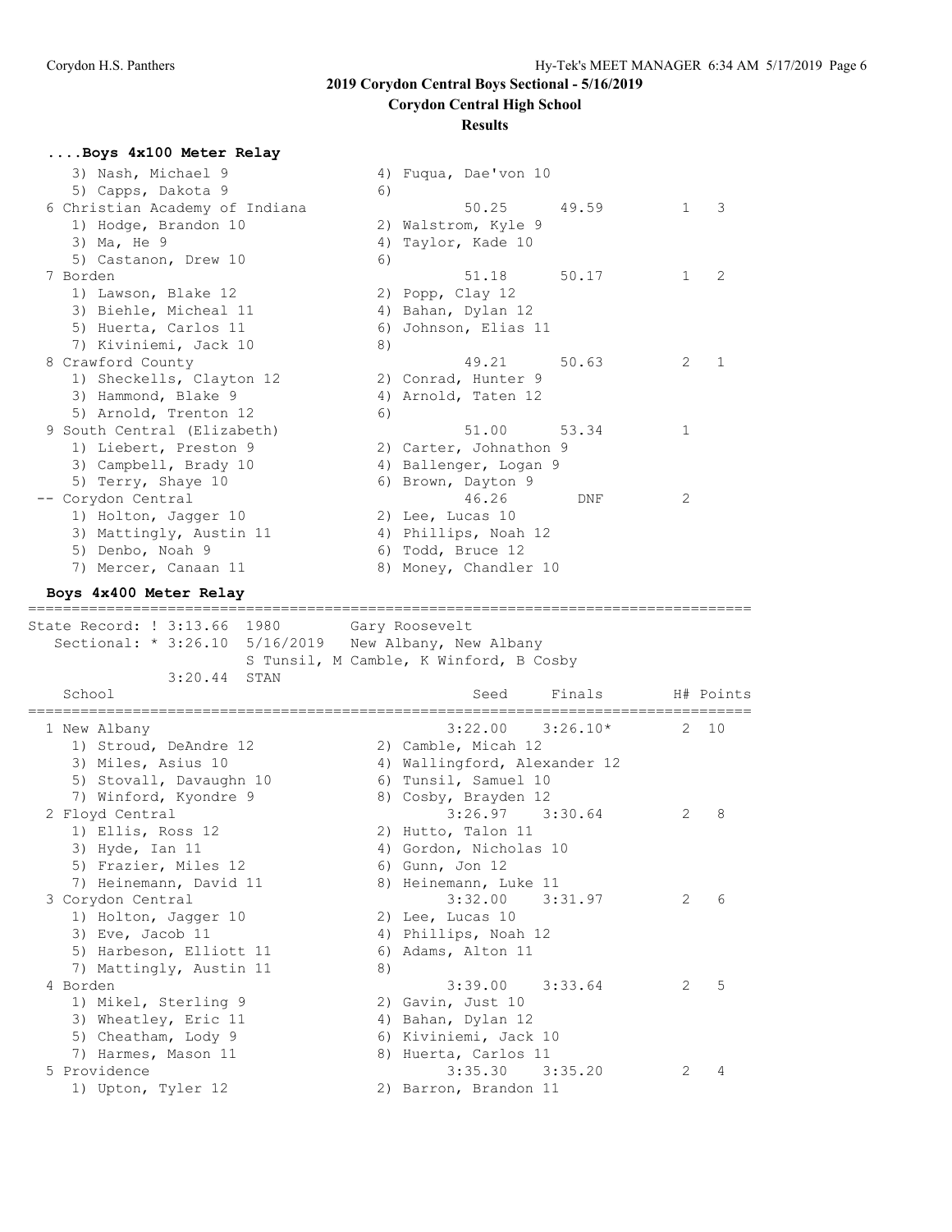## 2019 Corydon Central Boys Sectional - 5/16/2019

**Corydon Central High School**

**Results**

### ....Boys 4x100 Meter Relay

```
   3) Nash, Michael 9                 4) Fuqua, Dae'von 10
   5) Capps, Dakota 9                 6)
 6 Christian Academy of Indiana             50.25      49.59         1   3
   1) Hodge, Brandon 10               2) Walstrom, Kyle 9
   3) Ma, He 9                        4) Taylor, Kade 10
   5) Castanon, Drew 10               6)
 7 Borden                                   51.18      50.17         1   2
   1) Lawson, Blake 12                2) Popp, Clay 12
   3) Biehle, Micheal 11              4) Bahan, Dylan 12
   5) Huerta, Carlos 11               6) Johnson, Elias 11
   7) Kiviniemi, Jack 10              8)
 8 Crawford County                          49.21      50.63         2   1
   1) Sheckells, Clayton 12           2) Conrad, Hunter 9
   3) Hammond, Blake 9                4) Arnold, Taten 12
   5) Arnold, Trenton 12              6)
 9 South Central (Elizabeth)                51.00      53.34         1
   1) Liebert, Preston 9              2) Carter, Johnathon 9
   3) Campbell, Brady 10              4) Ballenger, Logan 9
   5) Terry, Shaye 10                 6) Brown, Dayton 9
-- Corydon Central                          46.26        DNF         2
   1) Holton, Jagger 10               2) Lee, Lucas 10
   3) Mattingly, Austin 11            4) Phillips, Noah 12
   5) Denbo, Noah 9                   6) Todd, Bruce 12
   7) Mercer, Canaan 11               8) Money, Chandler 10
```

### Boys 4x400 Meter Relay

```
=================================================================================
State Record: ! 3:13.66  1980        Gary Roosevelt
   Sectional: * 3:26.10  5/16/2019   New Albany, New Albany
                         S Tunsil, M Camble, K Winford, B Cosby
            3:20.44  STAN
    School                                    Seed     Finals       H# Points
=================================================================================
  1 New Albany                              3:22.00    3:26.10*      2  10
    1) Stroud, DeAndre 12              2) Camble, Micah 12
    3) Miles, Asius 10                 4) Wallingford, Alexander 12
    5) Stovall, Davaughn 10            6) Tunsil, Samuel 10
    7) Winford, Kyondre 9              8) Cosby, Brayden 12
  2 Floyd Central                           3:26.97    3:30.64       2   8
    1) Ellis, Ross 12                  2) Hutto, Talon 11
    3) Hyde, Ian 11                    4) Gordon, Nicholas 10
    5) Frazier, Miles 12               6) Gunn, Jon 12
    7) Heinemann, David 11             8) Heinemann, Luke 11
  3 Corydon Central                         3:32.00    3:31.97       2   6
    1) Holton, Jagger 10               2) Lee, Lucas 10
    3) Eve, Jacob 11                   4) Phillips, Noah 12
    5) Harbeson, Elliott 11            6) Adams, Alton 11
    7) Mattingly, Austin 11            8)
  4 Borden                                  3:39.00    3:33.64       2   5
    1) Mikel, Sterling 9               2) Gavin, Just 10
    3) Wheatley, Eric 11               4) Bahan, Dylan 12
    5) Cheatham, Lody 9                6) Kiviniemi, Jack 10
    7) Harmes, Mason 11                8) Huerta, Carlos 11
  5 Providence                              3:35.30    3:35.20       2   4
    1) Upton, Tyler 12                 2) Barron, Brandon 11
```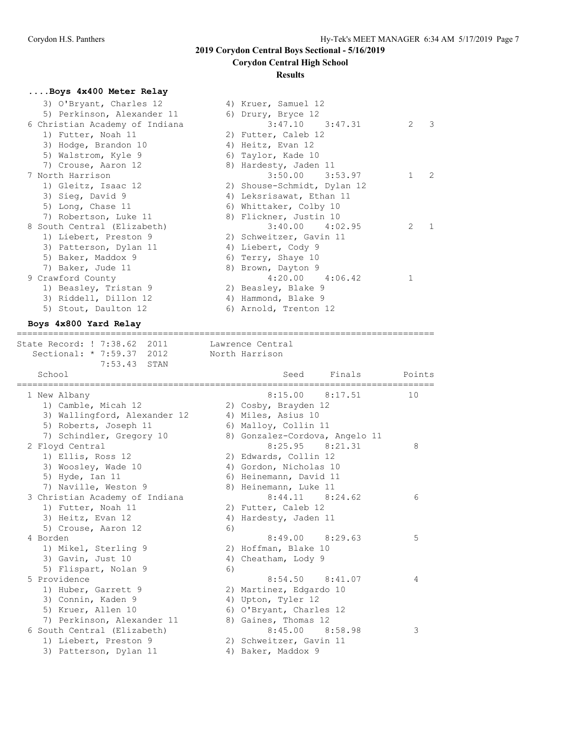## 2019 Corydon Central Boys Sectional - 5/16/2019

### Corydon Central High School

### Results

**....Boys 4x400 Meter Relay**

```
   3) O'Bryant, Charles 12          4) Kruer, Samuel 12
   5) Perkinson, Alexander 11       6) Drury, Bryce 12
 6 Christian Academy of Indiana           3:47.10    3:47.31         2   3
   1) Futter, Noah 11               2) Futter, Caleb 12
   3) Hodge, Brandon 10             4) Heitz, Evan 12
   5) Walstrom, Kyle 9              6) Taylor, Kade 10
   7) Crouse, Aaron 12              8) Hardesty, Jaden 11
 7 North Harrison                         3:50.00    3:53.97         1   2
   1) Gleitz, Isaac 12              2) Shouse-Schmidt, Dylan 12
   3) Sieg, David 9                 4) Leksrisawat, Ethan 11
   5) Long, Chase 11                6) Whittaker, Colby 10
   7) Robertson, Luke 11            8) Flickner, Justin 10
 8 South Central (Elizabeth)              3:40.00    4:02.95         2   1
   1) Liebert, Preston 9            2) Schweitzer, Gavin 11
   3) Patterson, Dylan 11           4) Liebert, Cody 9
   5) Baker, Maddox 9               6) Terry, Shaye 10
   7) Baker, Jude 11                8) Brown, Dayton 9
 9 Crawford County                        4:20.00    4:06.42         1
   1) Beasley, Tristan 9            2) Beasley, Blake 9
   3) Riddell, Dillon 12            4) Hammond, Blake 9
   5) Stout, Daulton 12             6) Arnold, Trenton 12
```

**Boys 4x800 Yard Relay**

```
===============================================================================
State Record: ! 7:38.62  2011        Lawrence Central
   Sectional: * 7:59.37  2012        North Harrison
              7:53.43  STAN
    School                                  Seed     Finals        Points
===============================================================================
  1 New Albany                            8:15.00    8:17.51         10
    1) Camble, Micah 12              2) Cosby, Brayden 12
    3) Wallingford, Alexander 12     4) Miles, Asius 10
    5) Roberts, Joseph 11            6) Malloy, Collin 11
    7) Schindler, Gregory 10         8) Gonzalez-Cordova, Angelo 11
  2 Floyd Central                         8:25.95    8:21.31          8
    1) Ellis, Ross 12                2) Edwards, Collin 12
    3) Woosley, Wade 10              4) Gordon, Nicholas 10
    5) Hyde, Ian 11                  6) Heinemann, David 11
    7) Naville, Weston 9             8) Heinemann, Luke 11
  3 Christian Academy of Indiana          8:44.11    8:24.62          6
    1) Futter, Noah 11               2) Futter, Caleb 12
    3) Heitz, Evan 12                4) Hardesty, Jaden 11
    5) Crouse, Aaron 12              6)
  4 Borden                                8:49.00    8:29.63          5
    1) Mikel, Sterling 9             2) Hoffman, Blake 10
    3) Gavin, Just 10                4) Cheatham, Lody 9
    5) Flispart, Nolan 9             6)
  5 Providence                            8:54.50    8:41.07          4
    1) Huber, Garrett 9              2) Martinez, Edgardo 10
    3) Connin, Kaden 9               4) Upton, Tyler 12
    5) Kruer, Allen 10               6) O'Bryant, Charles 12
    7) Perkinson, Alexander 11       8) Gaines, Thomas 12
  6 South Central (Elizabeth)             8:45.00    8:58.98          3
    1) Liebert, Preston 9            2) Schweitzer, Gavin 11
    3) Patterson, Dylan 11           4) Baker, Maddox 9
```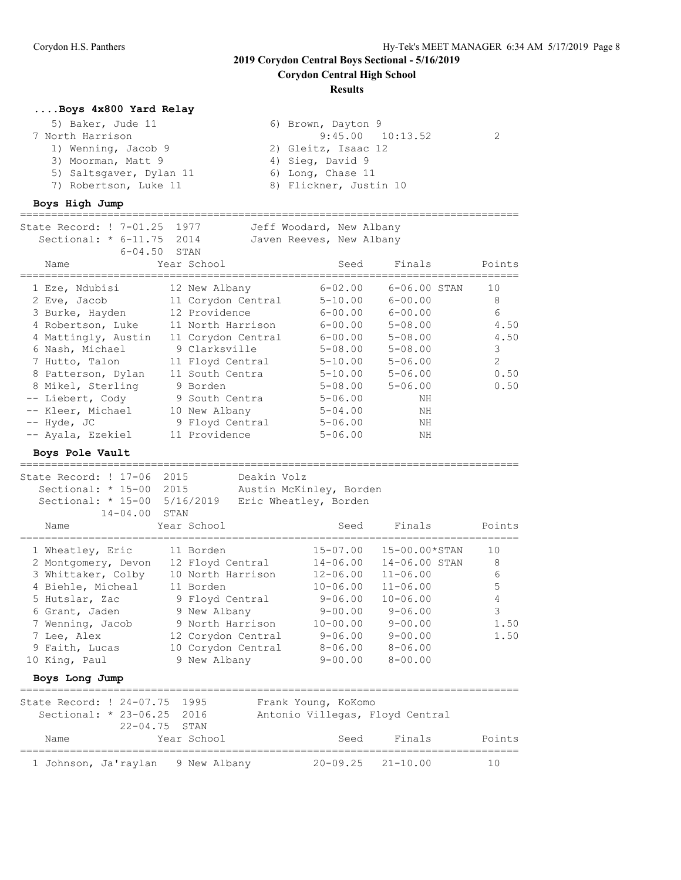## 2019 Corydon Central Boys Sectional - 5/16/2019

**Corydon Central High School**

**Results**

### ....Boys 4x800 Yard Relay

| | | | |
|---|---|---|---|
| 5) Baker, Jude 11 | 6) Brown, Dayton 9 | | |
| 7 North Harrison | 9:45.00 | 10:13.52 | 2 |
| 1) Wenning, Jacob 9 | 2) Gleitz, Isaac 12 | | |
| 3) Moorman, Matt 9 | 4) Sieg, David 9 | | |
| 5) Saltsgaver, Dylan 11 | 6) Long, Chase 11 | | |
| 7) Robertson, Luke 11 | 8) Flickner, Justin 10 | | |

### Boys High Jump

State Record: ! 7-01.25 1977 Jeff Woodard, New Albany
Sectional: * 6-11.75 2014 Javen Reeves, New Albany
6-04.50 STAN

| Name | Year | School | Seed | Finals | Points |
|---|---|---|---|---|---|
| 1 Eze, Ndubisi | 12 | New Albany | 6-02.00 | 6-06.00 STAN | 10 |
| 2 Eve, Jacob | 11 | Corydon Central | 5-10.00 | 6-00.00 | 8 |
| 3 Burke, Hayden | 12 | Providence | 6-00.00 | 6-00.00 | 6 |
| 4 Robertson, Luke | 11 | North Harrison | 6-00.00 | 5-08.00 | 4.50 |
| 4 Mattingly, Austin | 11 | Corydon Central | 6-00.00 | 5-08.00 | 4.50 |
| 6 Nash, Michael | 9 | Clarksville | 5-08.00 | 5-08.00 | 3 |
| 7 Hutto, Talon | 11 | Floyd Central | 5-10.00 | 5-06.00 | 2 |
| 8 Patterson, Dylan | 11 | South Centra | 5-10.00 | 5-06.00 | 0.50 |
| 8 Mikel, Sterling | 9 | Borden | 5-08.00 | 5-06.00 | 0.50 |
| -- Liebert, Cody | 9 | South Centra | 5-06.00 | NH | |
| -- Kleer, Michael | 10 | New Albany | 5-04.00 | NH | |
| -- Hyde, JC | 9 | Floyd Central | 5-06.00 | NH | |
| -- Ayala, Ezekiel | 11 | Providence | 5-06.00 | NH | |

### Boys Pole Vault

State Record: ! 17-06 2015 Deakin Volz
Sectional: * 15-00 2015 Austin McKinley, Borden
Sectional: * 15-00 5/16/2019 Eric Wheatley, Borden
14-04.00 STAN

| Name | Year | School | Seed | Finals | Points |
|---|---|---|---|---|---|
| 1 Wheatley, Eric | 11 | Borden | 15-07.00 | 15-00.00*STAN | 10 |
| 2 Montgomery, Devon | 12 | Floyd Central | 14-06.00 | 14-06.00 STAN | 8 |
| 3 Whittaker, Colby | 10 | North Harrison | 12-06.00 | 11-06.00 | 6 |
| 4 Biehle, Micheal | 11 | Borden | 10-06.00 | 11-06.00 | 5 |
| 5 Hutslar, Zac | 9 | Floyd Central | 9-06.00 | 10-06.00 | 4 |
| 6 Grant, Jaden | 9 | New Albany | 9-00.00 | 9-06.00 | 3 |
| 7 Wenning, Jacob | 9 | North Harrison | 10-00.00 | 9-00.00 | 1.50 |
| 7 Lee, Alex | 12 | Corydon Central | 9-06.00 | 9-00.00 | 1.50 |
| 9 Faith, Lucas | 10 | Corydon Central | 8-06.00 | 8-06.00 | |
| 10 King, Paul | 9 | New Albany | 9-00.00 | 8-00.00 | |

### Boys Long Jump

State Record: ! 24-07.75 1995 Frank Young, KoKomo
Sectional: * 23-06.25 2016 Antonio Villegas, Floyd Central
22-04.75 STAN

| Name | Year | School | Seed | Finals | Points |
|---|---|---|---|---|---|
| 1 Johnson, Ja'raylan | 9 | New Albany | 20-09.25 | 21-10.00 | 10 |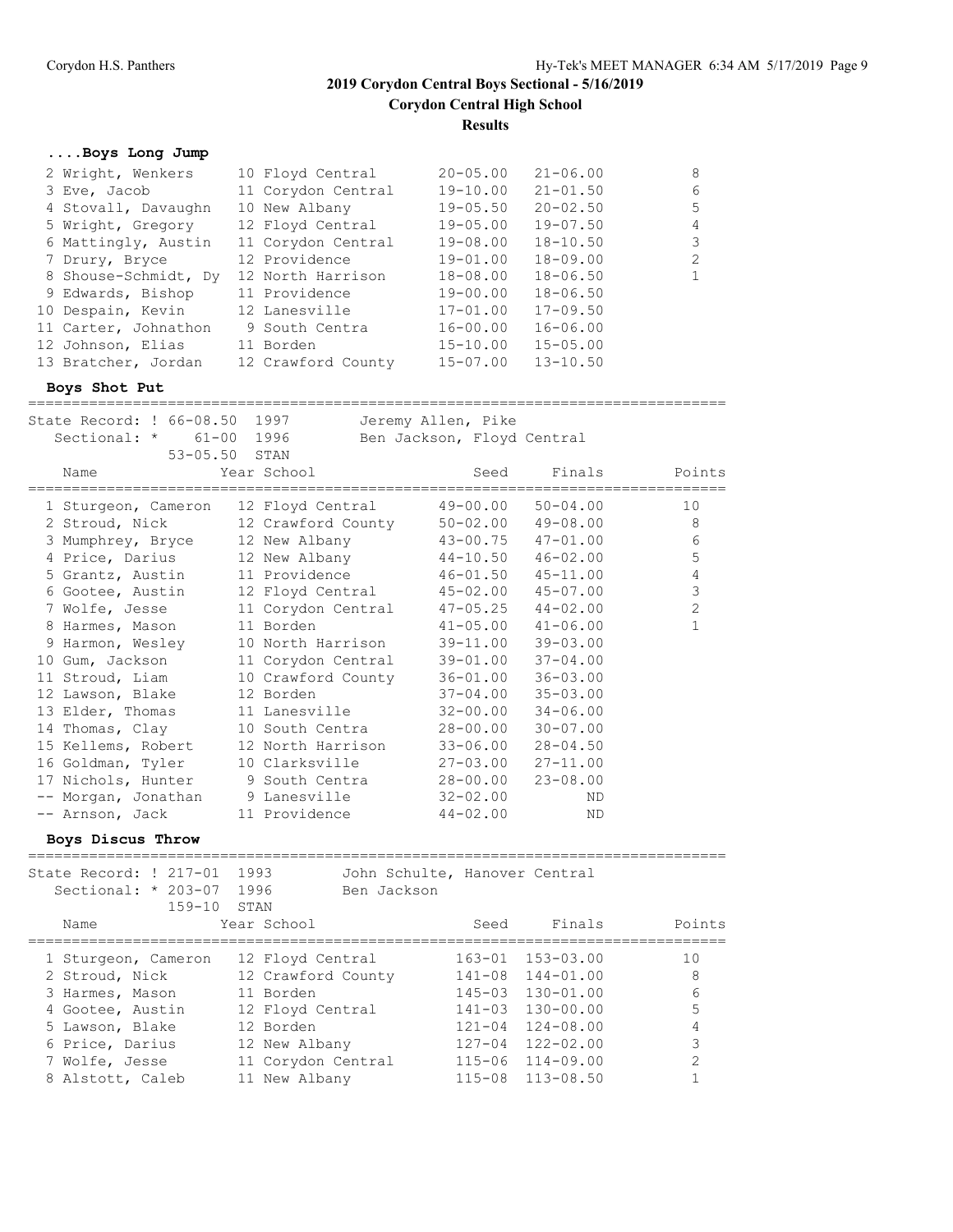# 2019 Corydon Central Boys Sectional - 5/16/2019

**Corydon Central High School**

**Results**

### ....Boys Long Jump

| Place | Name | Year | School | Seed | Finals | Points |
|---|---|---|---|---|---|---|
| 2 | Wright, Wenkers | 10 | Floyd Central | 20-05.00 | 21-06.00 | 8 |
| 3 | Eve, Jacob | 11 | Corydon Central | 19-10.00 | 21-01.50 | 6 |
| 4 | Stovall, Davaughn | 10 | New Albany | 19-05.50 | 20-02.50 | 5 |
| 5 | Wright, Gregory | 12 | Floyd Central | 19-05.00 | 19-07.50 | 4 |
| 6 | Mattingly, Austin | 11 | Corydon Central | 19-08.00 | 18-10.50 | 3 |
| 7 | Drury, Bryce | 12 | Providence | 19-01.00 | 18-09.00 | 2 |
| 8 | Shouse-Schmidt, Dy | 12 | North Harrison | 18-08.00 | 18-06.50 | 1 |
| 9 | Edwards, Bishop | 11 | Providence | 19-00.00 | 18-06.50 | |
| 10 | Despain, Kevin | 12 | Lanesville | 17-01.00 | 17-09.50 | |
| 11 | Carter, Johnathon | 9 | South Centra | 16-00.00 | 16-06.00 | |
| 12 | Johnson, Elias | 11 | Borden | 15-10.00 | 15-05.00 | |
| 13 | Bratcher, Jordan | 12 | Crawford County | 15-07.00 | 13-10.50 | |

### Boys Shot Put

State Record: ! 66-08.50 1997 Jeremy Allen, Pike
Sectional: * 61-00 1996 Ben Jackson, Floyd Central
53-05.50 STAN

| Place | Name | Year | School | Seed | Finals | Points |
|---|---|---|---|---|---|---|
| 1 | Sturgeon, Cameron | 12 | Floyd Central | 49-00.00 | 50-04.00 | 10 |
| 2 | Stroud, Nick | 12 | Crawford County | 50-02.00 | 49-08.00 | 8 |
| 3 | Mumphrey, Bryce | 12 | New Albany | 43-00.75 | 47-01.00 | 6 |
| 4 | Price, Darius | 12 | New Albany | 44-10.50 | 46-02.00 | 5 |
| 5 | Grantz, Austin | 11 | Providence | 46-01.50 | 45-11.00 | 4 |
| 6 | Gootee, Austin | 12 | Floyd Central | 45-02.00 | 45-07.00 | 3 |
| 7 | Wolfe, Jesse | 11 | Corydon Central | 47-05.25 | 44-02.00 | 2 |
| 8 | Harmes, Mason | 11 | Borden | 41-05.00 | 41-06.00 | 1 |
| 9 | Harmon, Wesley | 10 | North Harrison | 39-11.00 | 39-03.00 | |
| 10 | Gum, Jackson | 11 | Corydon Central | 39-01.00 | 37-04.00 | |
| 11 | Stroud, Liam | 10 | Crawford County | 36-01.00 | 36-03.00 | |
| 12 | Lawson, Blake | 12 | Borden | 37-04.00 | 35-03.00 | |
| 13 | Elder, Thomas | 11 | Lanesville | 32-00.00 | 34-06.00 | |
| 14 | Thomas, Clay | 10 | South Centra | 28-00.00 | 30-07.00 | |
| 15 | Kellems, Robert | 12 | North Harrison | 33-06.00 | 28-04.50 | |
| 16 | Goldman, Tyler | 10 | Clarksville | 27-03.00 | 27-11.00 | |
| 17 | Nichols, Hunter | 9 | South Centra | 28-00.00 | 23-08.00 | |
| -- | Morgan, Jonathan | 9 | Lanesville | 32-02.00 | ND | |
| -- | Arnson, Jack | 11 | Providence | 44-02.00 | ND | |

### Boys Discus Throw

State Record: ! 217-01 1993 John Schulte, Hanover Central
Sectional: * 203-07 1996 Ben Jackson
159-10 STAN

| Place | Name | Year | School | Seed | Finals | Points |
|---|---|---|---|---|---|---|
| 1 | Sturgeon, Cameron | 12 | Floyd Central | 163-01 | 153-03.00 | 10 |
| 2 | Stroud, Nick | 12 | Crawford County | 141-08 | 144-01.00 | 8 |
| 3 | Harmes, Mason | 11 | Borden | 145-03 | 130-01.00 | 6 |
| 4 | Gootee, Austin | 12 | Floyd Central | 141-03 | 130-00.00 | 5 |
| 5 | Lawson, Blake | 12 | Borden | 121-04 | 124-08.00 | 4 |
| 6 | Price, Darius | 12 | New Albany | 127-04 | 122-02.00 | 3 |
| 7 | Wolfe, Jesse | 11 | Corydon Central | 115-06 | 114-09.00 | 2 |
| 8 | Alstott, Caleb | 11 | New Albany | 115-08 | 113-08.50 | 1 |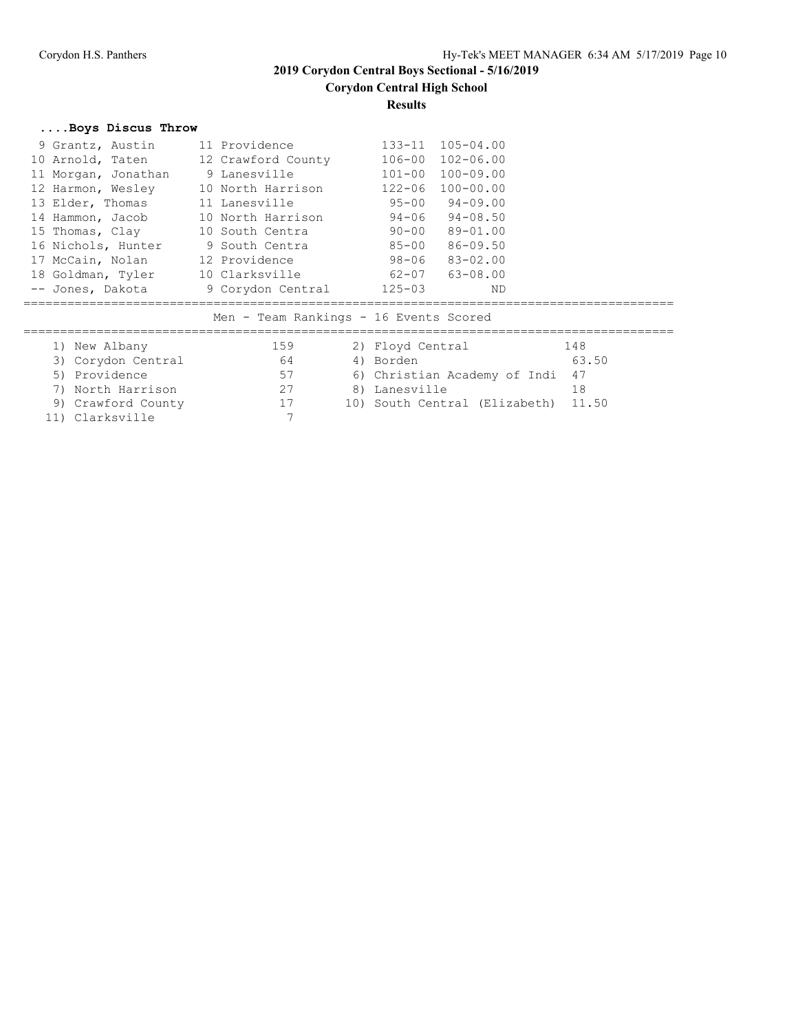## 2019 Corydon Central Boys Sectional - 5/16/2019

**Corydon Central High School**

**Results**

### ....Boys Discus Throw

| | | | | | |
|---|---|---|---|---|---|
| 9 | Grantz, Austin | 11 Providence | 133-11 | 105-04.00 | |
| 10 | Arnold, Taten | 12 Crawford County | 106-00 | 102-06.00 | |
| 11 | Morgan, Jonathan | 9 Lanesville | 101-00 | 100-09.00 | |
| 12 | Harmon, Wesley | 10 North Harrison | 122-06 | 100-00.00 | |
| 13 | Elder, Thomas | 11 Lanesville | 95-00 | 94-09.00 | |
| 14 | Hammon, Jacob | 10 North Harrison | 94-06 | 94-08.50 | |
| 15 | Thomas, Clay | 10 South Centra | 90-00 | 89-01.00 | |
| 16 | Nichols, Hunter | 9 South Centra | 85-00 | 86-09.50 | |
| 17 | McCain, Nolan | 12 Providence | 98-06 | 83-02.00 | |
| 18 | Goldman, Tyler | 10 Clarksville | 62-07 | 63-08.00 | |
| -- | Jones, Dakota | 9 Corydon Central | 125-03 | ND | |

### Men - Team Rankings - 16 Events Scored

| | | | |
|---|---|---|---|
| 1) New Albany | 159 | 2) Floyd Central | 148 |
| 3) Corydon Central | 64 | 4) Borden | 63.50 |
| 5) Providence | 57 | 6) Christian Academy of Indi | 47 |
| 7) North Harrison | 27 | 8) Lanesville | 18 |
| 9) Crawford County | 17 | 10) South Central (Elizabeth) | 11.50 |
| 11) Clarksville | 7 | | |